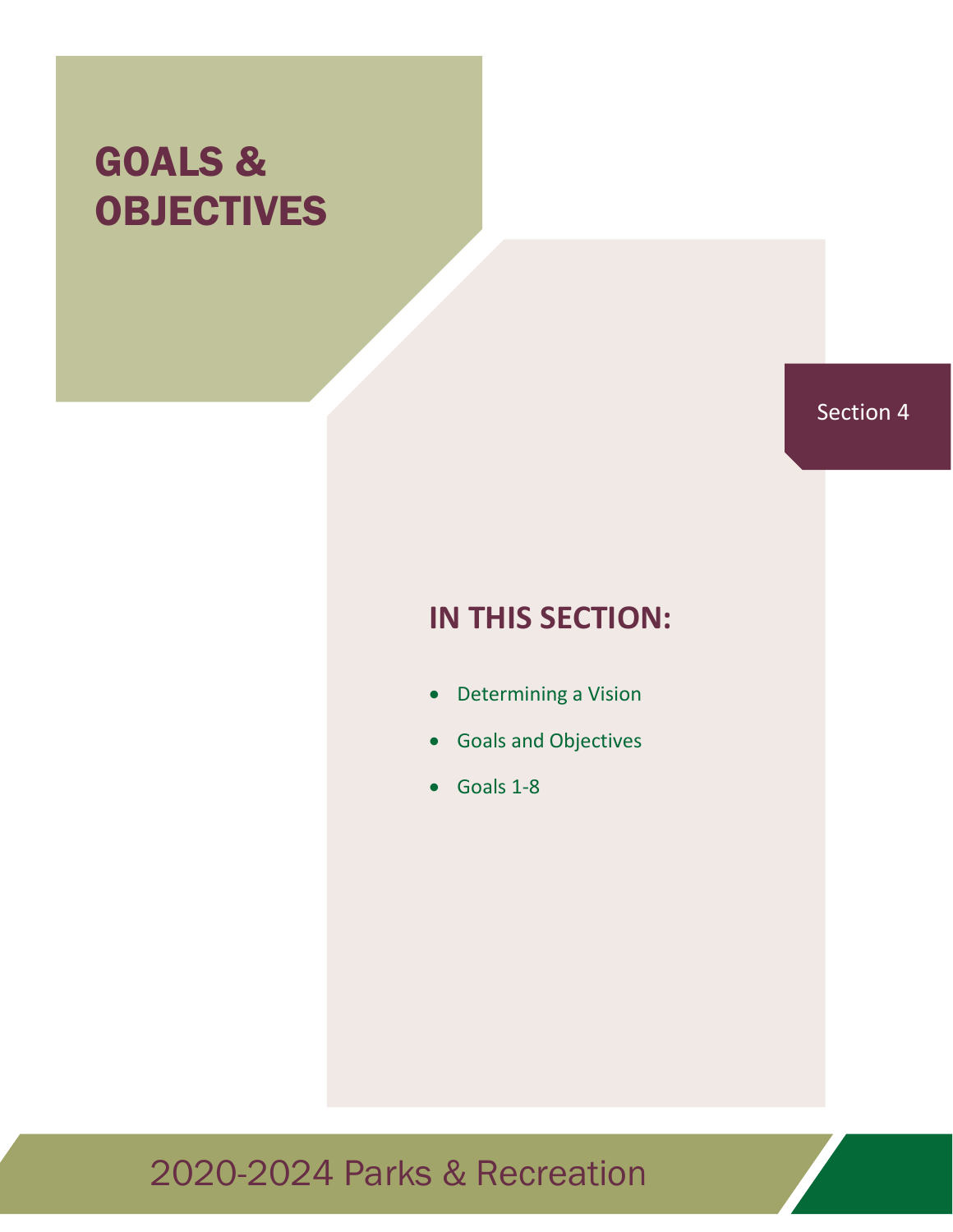# GOALS & OBJECTIVES

Section 4

## IN THIS SECTION:

- Determining a Vision
- Goals and Objectives
- Goals 1-8

2020-2024 Parks & Recreation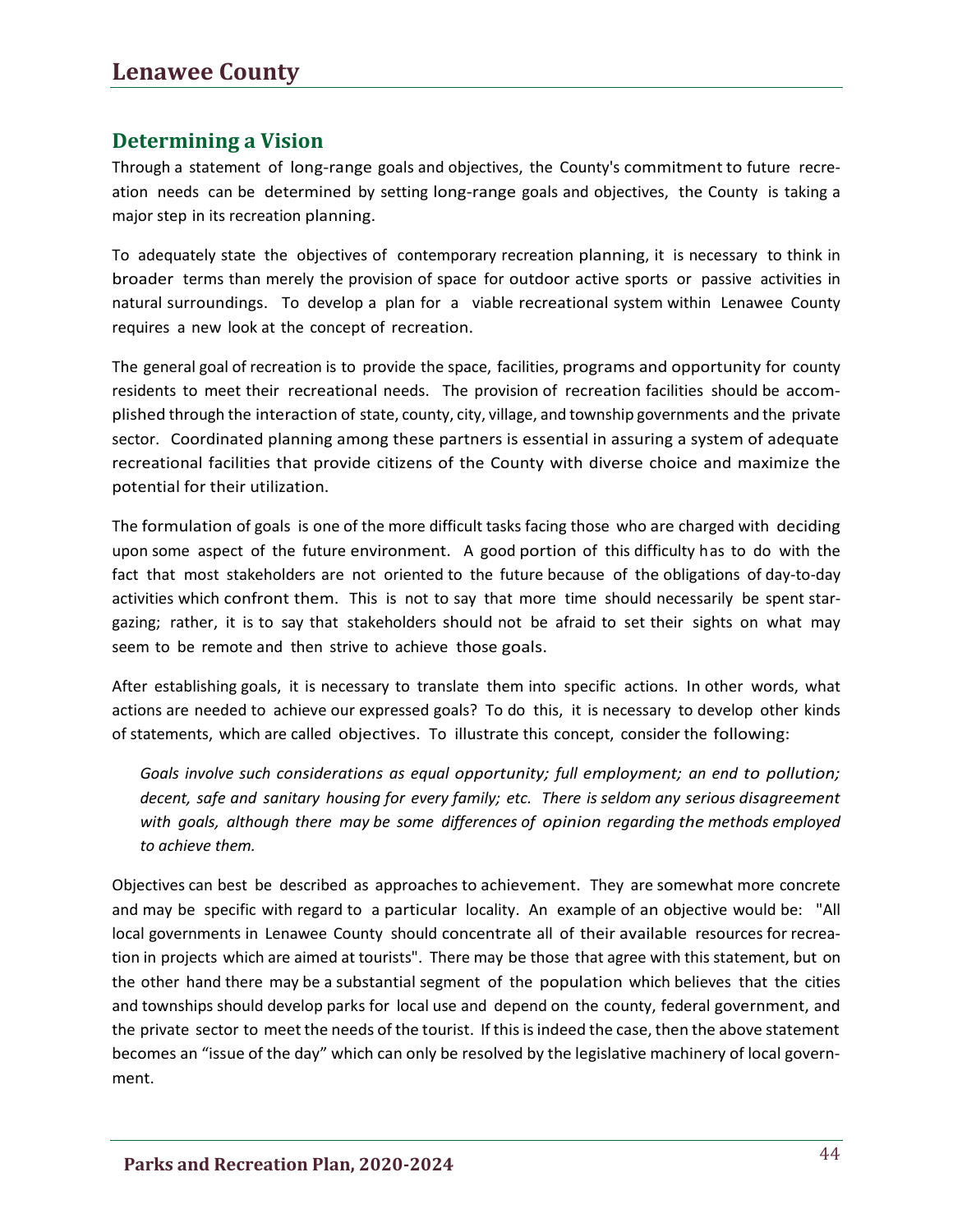## Determining a Vision

Through a statement of long-range goals and objectives, the County's commitment to future recreation needs can be determined by setting long-range goals and objectives, the County is taking a major step in its recreation planning.

To adequately state the objectives of contemporary recreation planning, it is necessary to think in broader terms than merely the provision of space for outdoor active sports or passive activities in natural surroundings. To develop a plan for a viable recreational system within Lenawee County requires a new look at the concept of recreation.

The general goal of recreation is to provide the space, facilities, programs and opportunity for county residents to meet their recreational needs. The provision of recreation facilities should be accomplished through the interaction of state, county, city, village, and township governments and the private sector. Coordinated planning among these partners is essential in assuring a system of adequate recreational facilities that provide citizens of the County with diverse choice and maximize the potential for their utilization.

The formulation of goals is one of the more difficult tasks facing those who are charged with deciding upon some aspect of the future environment. A good portion of this difficulty has to do with the fact that most stakeholders are not oriented to the future because of the obligations of day-to-day activities which confront them. This is not to say that more time should necessarily be spent stargazing; rather, it is to say that stakeholders should not be afraid to set their sights on what may seem to be remote and then strive to achieve those goals.

After establishing goals, it is necessary to translate them into specific actions. In other words, what actions are needed to achieve our expressed goals? To do this, it is necessary to develop other kinds of statements, which are called objectives. To illustrate this concept, consider the following:

> *Goals involve such considerations as equal opportunity; full employment; an end to pollution; decent, safe and sanitary housing for every family; etc. There is seldom any serious disagreement with goals, although there may be some differences of opinion regarding the methods employed to achieve them.*

Objectives can best be described as approaches to achievement. They are somewhat more concrete and may be specific with regard to a particular locality. An example of an objective would be: "All local governments in Lenawee County should concentrate all of their available resources for recreation in projects which are aimed at tourists". There may be those that agree with this statement, but on the other hand there may be a substantial segment of the population which believes that the cities and townships should develop parks for local use and depend on the county, federal government, and the private sector to meet the needs of the tourist. If this is indeed the case, then the above statement becomes an "issue of the day" which can only be resolved by the legislative machinery of local government.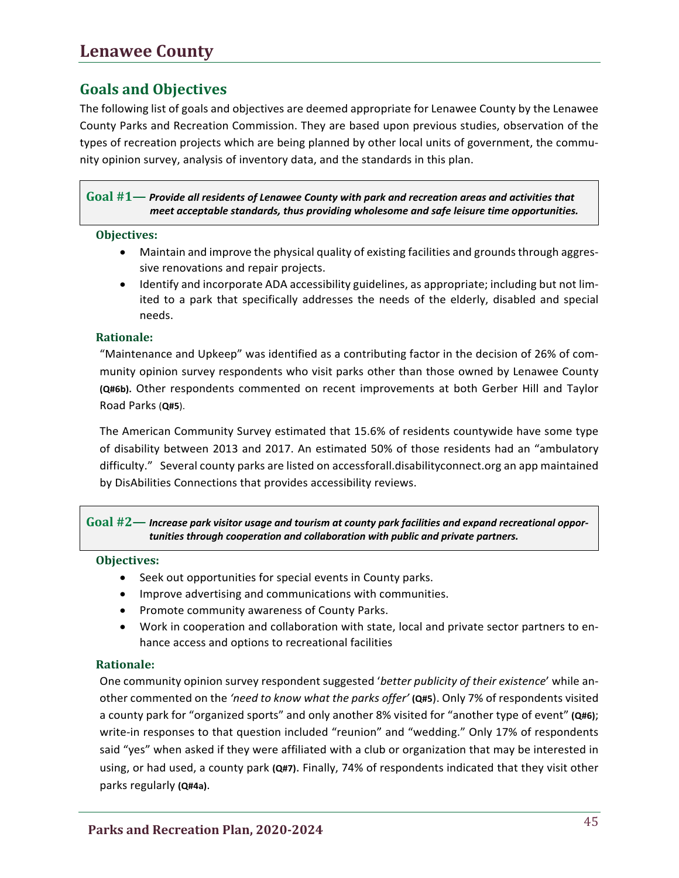# Lenawee County

## Goals and Objectives

The following list of goals and objectives are deemed appropriate for Lenawee County by the Lenawee County Parks and Recreation Commission. They are based upon previous studies, observation of the types of recreation projects which are being planned by other local units of government, the community opinion survey, analysis of inventory data, and the standards in this plan.

**Goal #1—** ***Provide all residents of Lenawee County with park and recreation areas and activities that meet acceptable standards, thus providing wholesome and safe leisure time opportunities.***

**Objectives:**

- Maintain and improve the physical quality of existing facilities and grounds through aggressive renovations and repair projects.
- Identify and incorporate ADA accessibility guidelines, as appropriate; including but not limited to a park that specifically addresses the needs of the elderly, disabled and special needs.

**Rationale:**

"Maintenance and Upkeep" was identified as a contributing factor in the decision of 26% of community opinion survey respondents who visit parks other than those owned by Lenawee County **(Q#6b).** Other respondents commented on recent improvements at both Gerber Hill and Taylor Road Parks (**Q#5**).

The American Community Survey estimated that 15.6% of residents countywide have some type of disability between 2013 and 2017. An estimated 50% of those residents had an "ambulatory difficulty." Several county parks are listed on accessforall.disabilityconnect.org an app maintained by DisAbilities Connections that provides accessibility reviews.

**Goal #2—** ***Increase park visitor usage and tourism at county park facilities and expand recreational opportunities through cooperation and collaboration with public and private partners.***

**Objectives:**

- Seek out opportunities for special events in County parks.
- Improve advertising and communications with communities.
- Promote community awareness of County Parks.
- Work in cooperation and collaboration with state, local and private sector partners to enhance access and options to recreational facilities

**Rationale:**

One community opinion survey respondent suggested '*better publicity of their existence*' while another commented on the *'need to know what the parks offer'* **(Q#5**). Only 7% of respondents visited a county park for "organized sports" and only another 8% visited for "another type of event" **(Q#6)**; write-in responses to that question included "reunion" and "wedding." Only 17% of respondents said "yes" when asked if they were affiliated with a club or organization that may be interested in using, or had used, a county park **(Q#7).** Finally, 74% of respondents indicated that they visit other parks regularly **(Q#4a)**.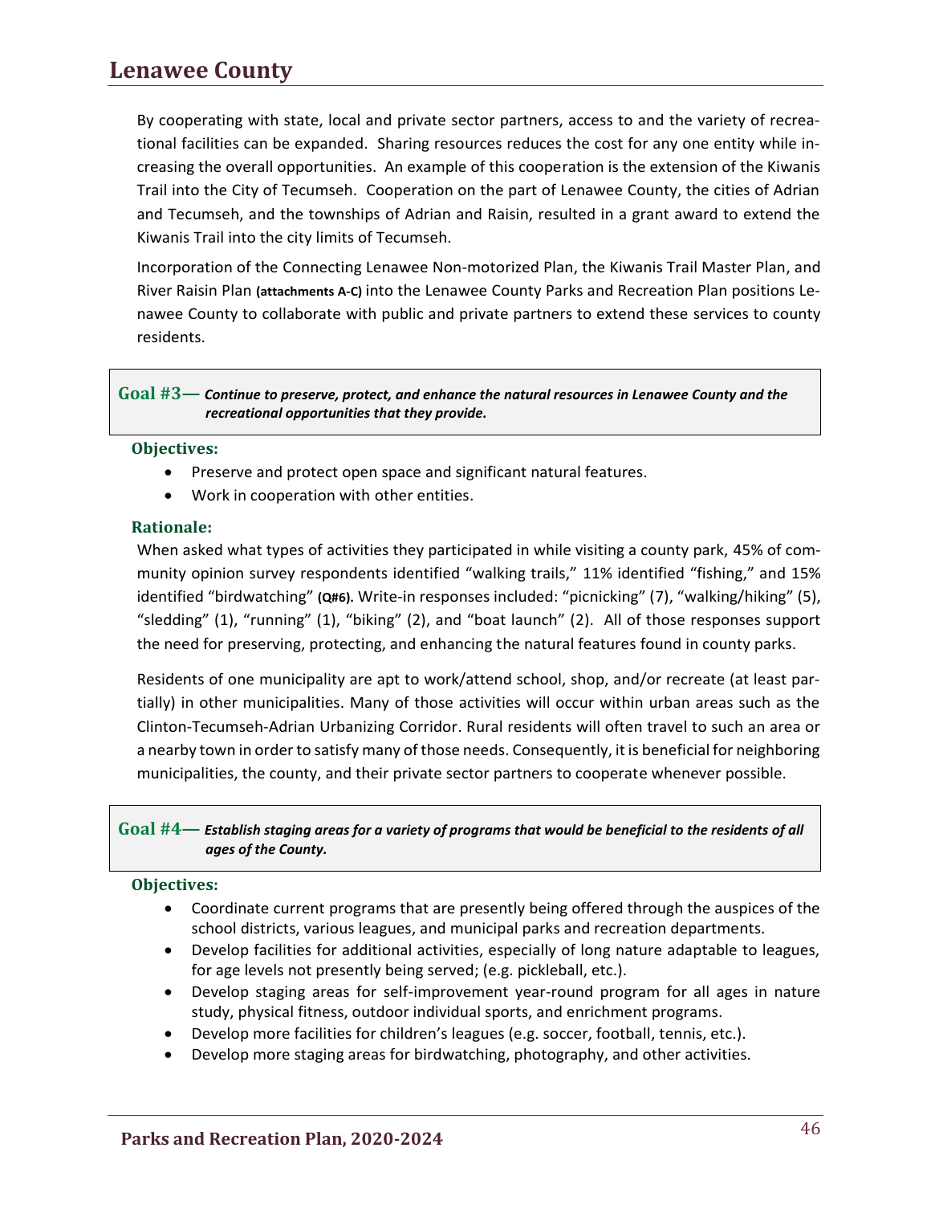By cooperating with state, local and private sector partners, access to and the variety of recreational facilities can be expanded. Sharing resources reduces the cost for any one entity while increasing the overall opportunities. An example of this cooperation is the extension of the Kiwanis Trail into the City of Tecumseh. Cooperation on the part of Lenawee County, the cities of Adrian and Tecumseh, and the townships of Adrian and Raisin, resulted in a grant award to extend the Kiwanis Trail into the city limits of Tecumseh.

Incorporation of the Connecting Lenawee Non-motorized Plan, the Kiwanis Trail Master Plan, and River Raisin Plan **(attachments A-C)** into the Lenawee County Parks and Recreation Plan positions Lenawee County to collaborate with public and private partners to extend these services to county residents.

### Goal #3— *Continue to preserve, protect, and enhance the natural resources in Lenawee County and the recreational opportunities that they provide.*

#### Objectives:

- Preserve and protect open space and significant natural features.
- Work in cooperation with other entities.

#### Rationale:

When asked what types of activities they participated in while visiting a county park, 45% of community opinion survey respondents identified “walking trails,” 11% identified “fishing,” and 15% identified “birdwatching” **(Q#6).** Write-in responses included: “picnicking” (7), “walking/hiking” (5), “sledding” (1), “running” (1), “biking” (2), and “boat launch” (2). All of those responses support the need for preserving, protecting, and enhancing the natural features found in county parks.

Residents of one municipality are apt to work/attend school, shop, and/or recreate (at least partially) in other municipalities. Many of those activities will occur within urban areas such as the Clinton-Tecumseh-Adrian Urbanizing Corridor. Rural residents will often travel to such an area or a nearby town in order to satisfy many of those needs. Consequently, it is beneficial for neighboring municipalities, the county, and their private sector partners to cooperate whenever possible.

### Goal #4— *Establish staging areas for a variety of programs that would be beneficial to the residents of all ages of the County.*

#### Objectives:

- Coordinate current programs that are presently being offered through the auspices of the school districts, various leagues, and municipal parks and recreation departments.
- Develop facilities for additional activities, especially of long nature adaptable to leagues, for age levels not presently being served; (e.g. pickleball, etc.).
- Develop staging areas for self-improvement year-round program for all ages in nature study, physical fitness, outdoor individual sports, and enrichment programs.
- Develop more facilities for children’s leagues (e.g. soccer, football, tennis, etc.).
- Develop more staging areas for birdwatching, photography, and other activities.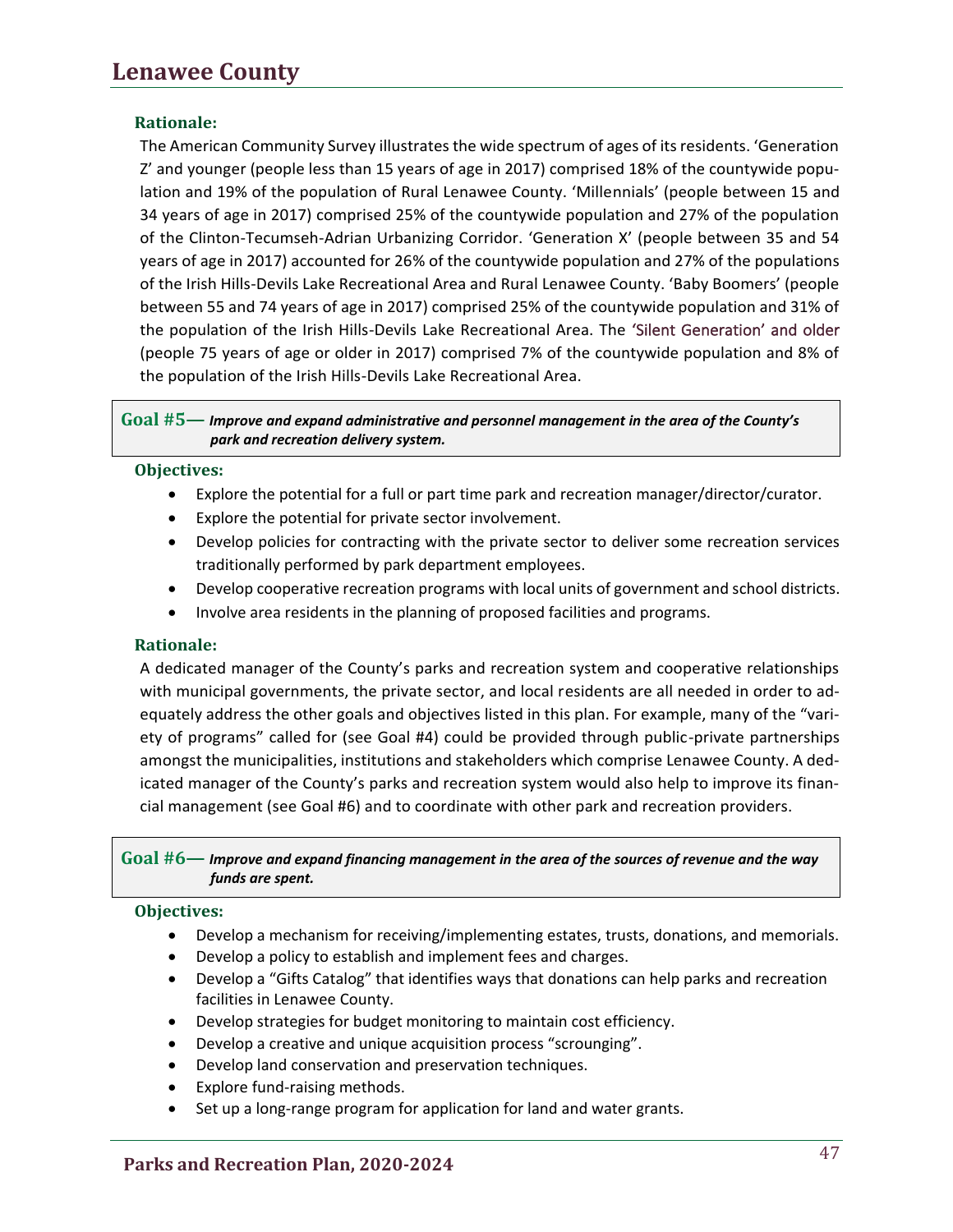**Rationale:**

The American Community Survey illustrates the wide spectrum of ages of its residents. 'Generation Z' and younger (people less than 15 years of age in 2017) comprised 18% of the countywide population and 19% of the population of Rural Lenawee County. 'Millennials' (people between 15 and 34 years of age in 2017) comprised 25% of the countywide population and 27% of the population of the Clinton-Tecumseh-Adrian Urbanizing Corridor. 'Generation X' (people between 35 and 54 years of age in 2017) accounted for 26% of the countywide population and 27% of the populations of the Irish Hills-Devils Lake Recreational Area and Rural Lenawee County. 'Baby Boomers' (people between 55 and 74 years of age in 2017) comprised 25% of the countywide population and 31% of the population of the Irish Hills-Devils Lake Recreational Area. The 'Silent Generation' and older (people 75 years of age or older in 2017) comprised 7% of the countywide population and 8% of the population of the Irish Hills-Devils Lake Recreational Area.

**Goal #5—** ***Improve and expand administrative and personnel management in the area of the County's park and recreation delivery system.***

**Objectives:**

- Explore the potential for a full or part time park and recreation manager/director/curator.
- Explore the potential for private sector involvement.
- Develop policies for contracting with the private sector to deliver some recreation services traditionally performed by park department employees.
- Develop cooperative recreation programs with local units of government and school districts.
- Involve area residents in the planning of proposed facilities and programs.

**Rationale:**

A dedicated manager of the County's parks and recreation system and cooperative relationships with municipal governments, the private sector, and local residents are all needed in order to adequately address the other goals and objectives listed in this plan. For example, many of the "variety of programs" called for (see Goal #4) could be provided through public-private partnerships amongst the municipalities, institutions and stakeholders which comprise Lenawee County. A dedicated manager of the County's parks and recreation system would also help to improve its financial management (see Goal #6) and to coordinate with other park and recreation providers.

**Goal #6—** ***Improve and expand financing management in the area of the sources of revenue and the way funds are spent.***

**Objectives:**

- Develop a mechanism for receiving/implementing estates, trusts, donations, and memorials.
- Develop a policy to establish and implement fees and charges.
- Develop a "Gifts Catalog" that identifies ways that donations can help parks and recreation facilities in Lenawee County.
- Develop strategies for budget monitoring to maintain cost efficiency.
- Develop a creative and unique acquisition process "scrounging".
- Develop land conservation and preservation techniques.
- Explore fund-raising methods.
- Set up a long-range program for application for land and water grants.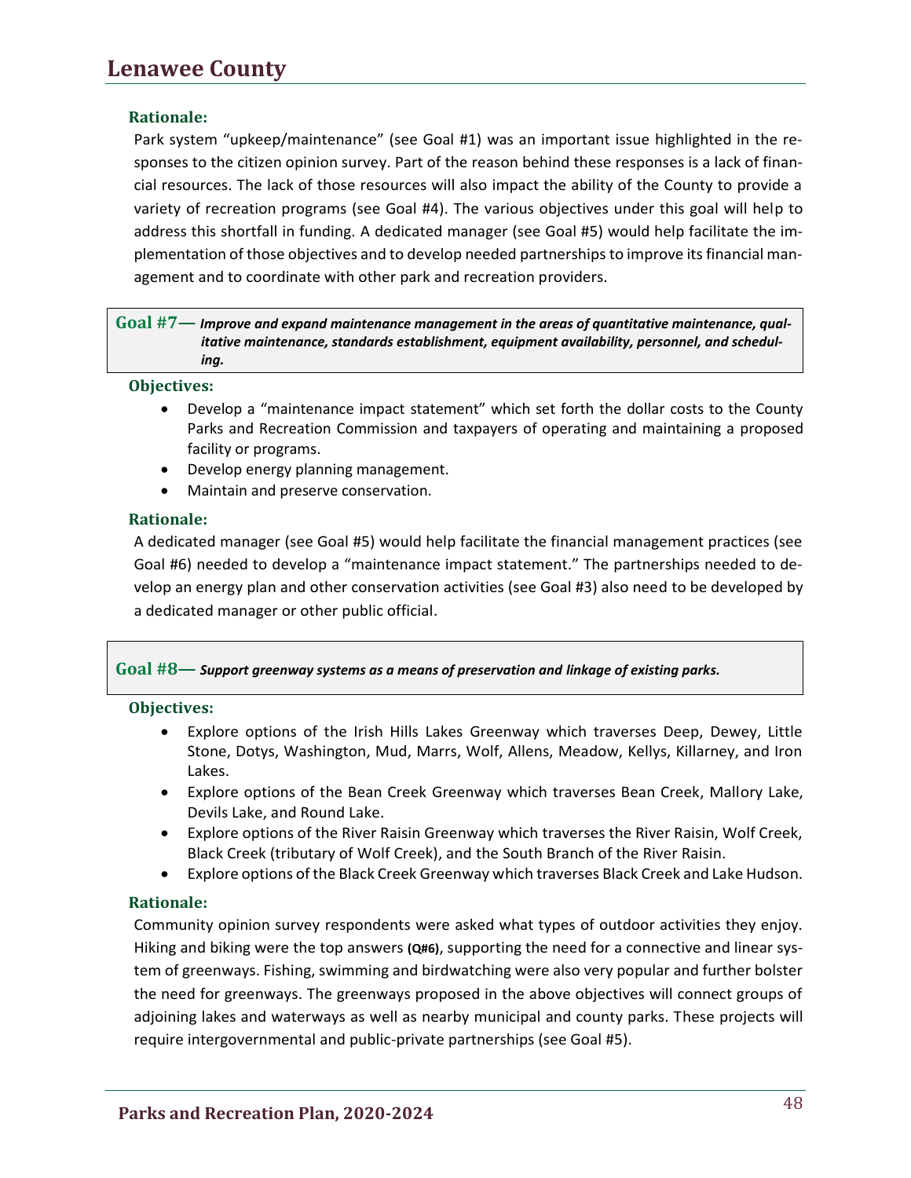**Rationale:**

Park system "upkeep/maintenance" (see Goal #1) was an important issue highlighted in the responses to the citizen opinion survey. Part of the reason behind these responses is a lack of financial resources. The lack of those resources will also impact the ability of the County to provide a variety of recreation programs (see Goal #4). The various objectives under this goal will help to address this shortfall in funding. A dedicated manager (see Goal #5) would help facilitate the implementation of those objectives and to develop needed partnerships to improve its financial management and to coordinate with other park and recreation providers.

**Goal #7—** ***Improve and expand maintenance management in the areas of quantitative maintenance, qualitative maintenance, standards establishment, equipment availability, personnel, and scheduling.***

**Objectives:**

- Develop a "maintenance impact statement" which set forth the dollar costs to the County Parks and Recreation Commission and taxpayers of operating and maintaining a proposed facility or programs.
- Develop energy planning management.
- Maintain and preserve conservation.

**Rationale:**

A dedicated manager (see Goal #5) would help facilitate the financial management practices (see Goal #6) needed to develop a "maintenance impact statement." The partnerships needed to develop an energy plan and other conservation activities (see Goal #3) also need to be developed by a dedicated manager or other public official.

**Goal #8—** ***Support greenway systems as a means of preservation and linkage of existing parks.***

**Objectives:**

- Explore options of the Irish Hills Lakes Greenway which traverses Deep, Dewey, Little Stone, Dotys, Washington, Mud, Marrs, Wolf, Allens, Meadow, Kellys, Killarney, and Iron Lakes.
- Explore options of the Bean Creek Greenway which traverses Bean Creek, Mallory Lake, Devils Lake, and Round Lake.
- Explore options of the River Raisin Greenway which traverses the River Raisin, Wolf Creek, Black Creek (tributary of Wolf Creek), and the South Branch of the River Raisin.
- Explore options of the Black Creek Greenway which traverses Black Creek and Lake Hudson.

**Rationale:**

Community opinion survey respondents were asked what types of outdoor activities they enjoy. Hiking and biking were the top answers **(Q#6)**, supporting the need for a connective and linear system of greenways. Fishing, swimming and birdwatching were also very popular and further bolster the need for greenways. The greenways proposed in the above objectives will connect groups of adjoining lakes and waterways as well as nearby municipal and county parks. These projects will require intergovernmental and public-private partnerships (see Goal #5).